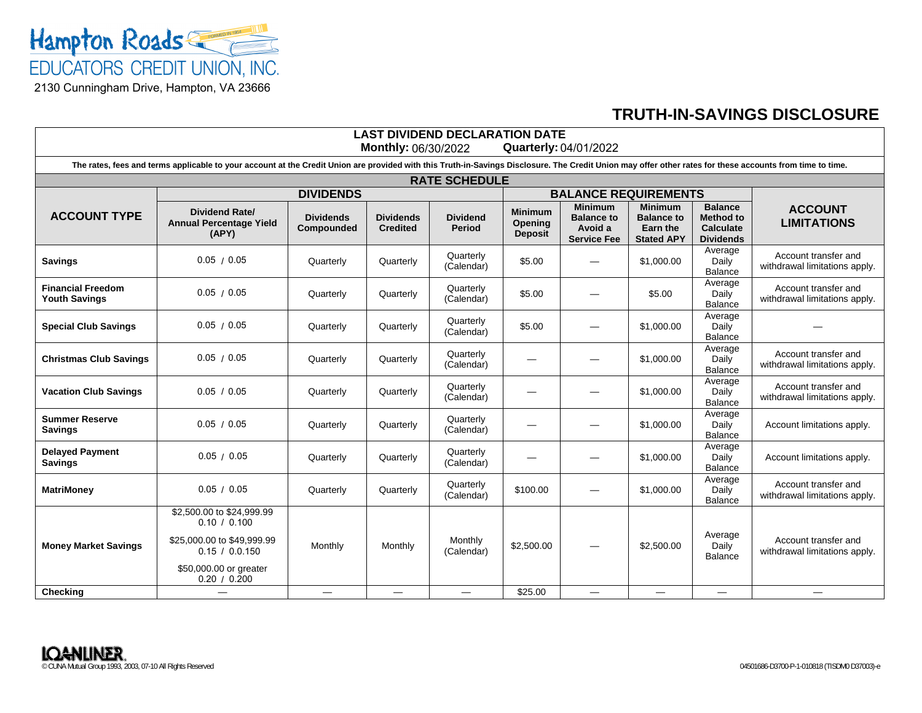Hampton Roads EDUCATORS CREDIT UNION, INC.

2130 Cunningham Drive, Hampton, VA 23666

# TRUTH-IN-SAVINGS DISCLOSURE

**LAST DIVIDEND DECLARATION DATE**
**Monthly:** 06/30/2022 **Quarterly:** 04/01/2022

**The rates, fees and terms applicable to your account at the Credit Union are provided with this Truth-in-Savings Disclosure. The Credit Union may offer other rates for these accounts from time to time.**

**RATE SCHEDULE**

| ACCOUNT TYPE | DIVIDENDS | | | | BALANCE REQUIREMENTS | | | | ACCOUNT LIMITATIONS |
|---|---|---|---|---|---|---|---|---|---|
| | Dividend Rate/ Annual Percentage Yield (APY) | Dividends Compounded | Dividends Credited | Dividend Period | Minimum Opening Deposit | Minimum Balance to Avoid a Service Fee | Minimum Balance to Earn the Stated APY | Balance Method to Calculate Dividends | |
| **Savings** | 0.05 / 0.05 | Quarterly | Quarterly | Quarterly (Calendar) | $5.00 | — | $1,000.00 | Average Daily Balance | Account transfer and withdrawal limitations apply. |
| **Financial Freedom Youth Savings** | 0.05 / 0.05 | Quarterly | Quarterly | Quarterly (Calendar) | $5.00 | — | $5.00 | Average Daily Balance | Account transfer and withdrawal limitations apply. |
| **Special Club Savings** | 0.05 / 0.05 | Quarterly | Quarterly | Quarterly (Calendar) | $5.00 | — | $1,000.00 | Average Daily Balance | — |
| **Christmas Club Savings** | 0.05 / 0.05 | Quarterly | Quarterly | Quarterly (Calendar) | — | — | $1,000.00 | Average Daily Balance | Account transfer and withdrawal limitations apply. |
| **Vacation Club Savings** | 0.05 / 0.05 | Quarterly | Quarterly | Quarterly (Calendar) | — | — | $1,000.00 | Average Daily Balance | Account transfer and withdrawal limitations apply. |
| **Summer Reserve Savings** | 0.05 / 0.05 | Quarterly | Quarterly | Quarterly (Calendar) | — | — | $1,000.00 | Average Daily Balance | Account limitations apply. |
| **Delayed Payment Savings** | 0.05 / 0.05 | Quarterly | Quarterly | Quarterly (Calendar) | — | — | $1,000.00 | Average Daily Balance | Account limitations apply. |
| **MatriMoney** | 0.05 / 0.05 | Quarterly | Quarterly | Quarterly (Calendar) | $100.00 | — | $1,000.00 | Average Daily Balance | Account transfer and withdrawal limitations apply. |
| **Money Market Savings** | $2,500.00 to $24,999.99 0.10 / 0.100 $25,000.00 to $49,999.99 0.15 / 0.0.150 $50,000.00 or greater 0.20 / 0.200 | Monthly | Monthly | Monthly (Calendar) | $2,500.00 | — | $2,500.00 | Average Daily Balance | Account transfer and withdrawal limitations apply. |
| **Checking** | — | — | — | — | $25.00 | — | — | — | — |

LOANLINER
© CUNA Mutual Group 1993, 2003, 07-10 All Rights Reserved

04501686-D3700-P-1-010818 (TISDM0 D37003)-e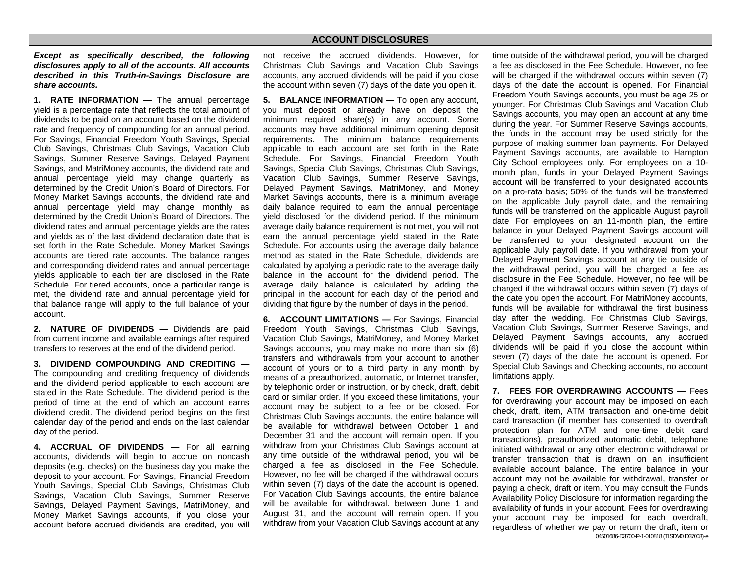## ACCOUNT DISCLOSURES

***Except as specifically described, the following disclosures apply to all of the accounts. All accounts described in this Truth-in-Savings Disclosure are share accounts.***

**1. RATE INFORMATION —** The annual percentage yield is a percentage rate that reflects the total amount of dividends to be paid on an account based on the dividend rate and frequency of compounding for an annual period. For Savings, Financial Freedom Youth Savings, Special Club Savings, Christmas Club Savings, Vacation Club Savings, Summer Reserve Savings, Delayed Payment Savings, and MatriMoney accounts, the dividend rate and annual percentage yield may change quarterly as determined by the Credit Union's Board of Directors. For Money Market Savings accounts, the dividend rate and annual percentage yield may change monthly as determined by the Credit Union's Board of Directors. The dividend rates and annual percentage yields are the rates and yields as of the last dividend declaration date that is set forth in the Rate Schedule. Money Market Savings accounts are tiered rate accounts. The balance ranges and corresponding dividend rates and annual percentage yields applicable to each tier are disclosed in the Rate Schedule. For tiered accounts, once a particular range is met, the dividend rate and annual percentage yield for that balance range will apply to the full balance of your account.

**2. NATURE OF DIVIDENDS —** Dividends are paid from current income and available earnings after required transfers to reserves at the end of the dividend period.

**3. DIVIDEND COMPOUNDING AND CREDITING —** The compounding and crediting frequency of dividends and the dividend period applicable to each account are stated in the Rate Schedule. The dividend period is the period of time at the end of which an account earns dividend credit. The dividend period begins on the first calendar day of the period and ends on the last calendar day of the period.

**4. ACCRUAL OF DIVIDENDS —** For all earning accounts, dividends will begin to accrue on noncash deposits (e.g. checks) on the business day you make the deposit to your account. For Savings, Financial Freedom Youth Savings, Special Club Savings, Christmas Club Savings, Vacation Club Savings, Summer Reserve Savings, Delayed Payment Savings, MatriMoney, and Money Market Savings accounts, if you close your account before accrued dividends are credited, you will not receive the accrued dividends. However, for Christmas Club Savings and Vacation Club Savings accounts, any accrued dividends will be paid if you close the account within seven (7) days of the date you open it.

**5. BALANCE INFORMATION —** To open any account, you must deposit or already have on deposit the minimum required share(s) in any account. Some accounts may have additional minimum opening deposit requirements. The minimum balance requirements applicable to each account are set forth in the Rate Schedule. For Savings, Financial Freedom Youth Savings, Special Club Savings, Christmas Club Savings, Vacation Club Savings, Summer Reserve Savings, Delayed Payment Savings, MatriMoney, and Money Market Savings accounts, there is a minimum average daily balance required to earn the annual percentage yield disclosed for the dividend period. If the minimum average daily balance requirement is not met, you will not earn the annual percentage yield stated in the Rate Schedule. For accounts using the average daily balance method as stated in the Rate Schedule, dividends are calculated by applying a periodic rate to the average daily balance in the account for the dividend period. The average daily balance is calculated by adding the principal in the account for each day of the period and dividing that figure by the number of days in the period.

**6. ACCOUNT LIMITATIONS —** For Savings, Financial Freedom Youth Savings, Christmas Club Savings, Vacation Club Savings, MatriMoney, and Money Market Savings accounts, you may make no more than six (6) transfers and withdrawals from your account to another account of yours or to a third party in any month by means of a preauthorized, automatic, or Internet transfer, by telephonic order or instruction, or by check, draft, debit card or similar order. If you exceed these limitations, your account may be subject to a fee or be closed. For Christmas Club Savings accounts, the entire balance will be available for withdrawal between October 1 and December 31 and the account will remain open. If you withdraw from your Christmas Club Savings account at any time outside of the withdrawal period, you will be charged a fee as disclosed in the Fee Schedule. However, no fee will be charged if the withdrawal occurs within seven (7) days of the date the account is opened. For Vacation Club Savings accounts, the entire balance will be available for withdrawal. between June 1 and August 31, and the account will remain open. If you withdraw from your Vacation Club Savings account at any time outside of the withdrawal period, you will be charged a fee as disclosed in the Fee Schedule. However, no fee will be charged if the withdrawal occurs within seven (7) days of the date the account is opened. For Financial Freedom Youth Savings accounts, you must be age 25 or younger. For Christmas Club Savings and Vacation Club Savings accounts, you may open an account at any time during the year. For Summer Reserve Savings accounts, the funds in the account may be used strictly for the purpose of making summer loan payments. For Delayed Payment Savings accounts, are available to Hampton City School employees only. For employees on a 10-month plan, funds in your Delayed Payment Savings account will be transferred to your designated accounts on a pro-rata basis; 50% of the funds will be transferred on the applicable July payroll date, and the remaining funds will be transferred on the applicable August payroll date. For employees on an 11-month plan, the entire balance in your Delayed Payment Savings account will be transferred to your designated account on the applicable July payroll date. If you withdrawal from your Delayed Payment Savings account at any tie outside of the withdrawal period, you will be charged a fee as disclosure in the Fee Schedule. However, no fee will be charged if the withdrawal occurs within seven (7) days of the date you open the account. For MatriMoney accounts, funds will be available for withdrawal the first business day after the wedding. For Christmas Club Savings, Vacation Club Savings, Summer Reserve Savings, and Delayed Payment Savings accounts, any accrued dividends will be paid if you close the account within seven (7) days of the date the account is opened. For Special Club Savings and Checking accounts, no account limitations apply.

**7. FEES FOR OVERDRAWING ACCOUNTS —** Fees for overdrawing your account may be imposed on each check, draft, item, ATM transaction and one-time debit card transaction (if member has consented to overdraft protection plan for ATM and one-time debit card transactions), preauthorized automatic debit, telephone initiated withdrawal or any other electronic withdrawal or transfer transaction that is drawn on an insufficient available account balance. The entire balance in your account may not be available for withdrawal, transfer or paying a check, draft or item. You may consult the Funds Availability Policy Disclosure for information regarding the availability of funds in your account. Fees for overdrawing your account may be imposed for each overdraft, regardless of whether we pay or return the draft, item or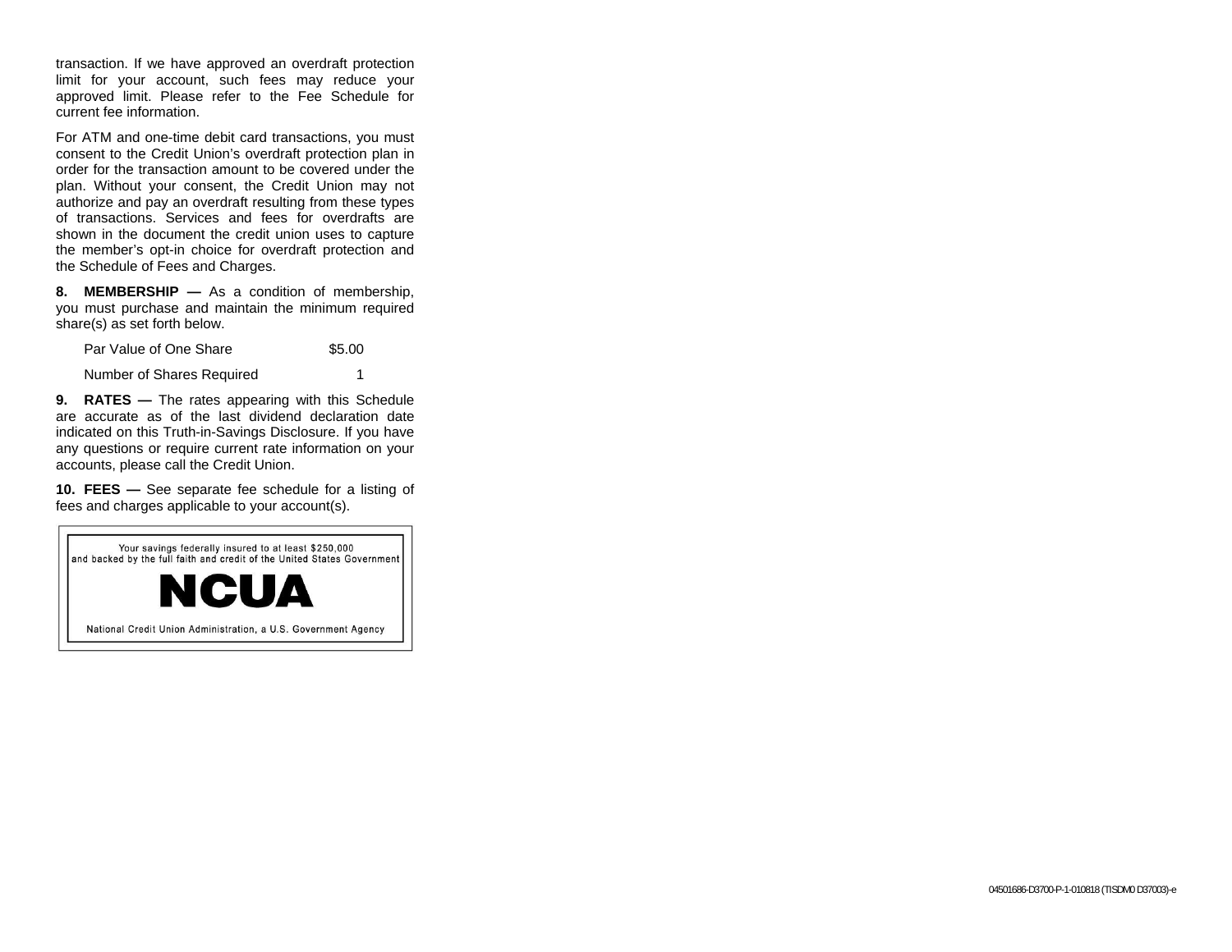transaction. If we have approved an overdraft protection limit for your account, such fees may reduce your approved limit. Please refer to the Fee Schedule for current fee information.

For ATM and one-time debit card transactions, you must consent to the Credit Union's overdraft protection plan in order for the transaction amount to be covered under the plan. Without your consent, the Credit Union may not authorize and pay an overdraft resulting from these types of transactions. Services and fees for overdrafts are shown in the document the credit union uses to capture the member's opt-in choice for overdraft protection and the Schedule of Fees and Charges.

**8. MEMBERSHIP —** As a condition of membership, you must purchase and maintain the minimum required share(s) as set forth below.

| | |
|---|---|
| Par Value of One Share | $5.00 |
| Number of Shares Required | 1 |

**9. RATES —** The rates appearing with this Schedule are accurate as of the last dividend declaration date indicated on this Truth-in-Savings Disclosure. If you have any questions or require current rate information on your accounts, please call the Credit Union.

**10. FEES —** See separate fee schedule for a listing of fees and charges applicable to your account(s).

Your savings federally insured to at least $250,000
and backed by the full faith and credit of the United States Government

**NCUA**

National Credit Union Administration, a U.S. Government Agency

04501686-D3700-P-1-010818 (TISDM0 D37003)-e